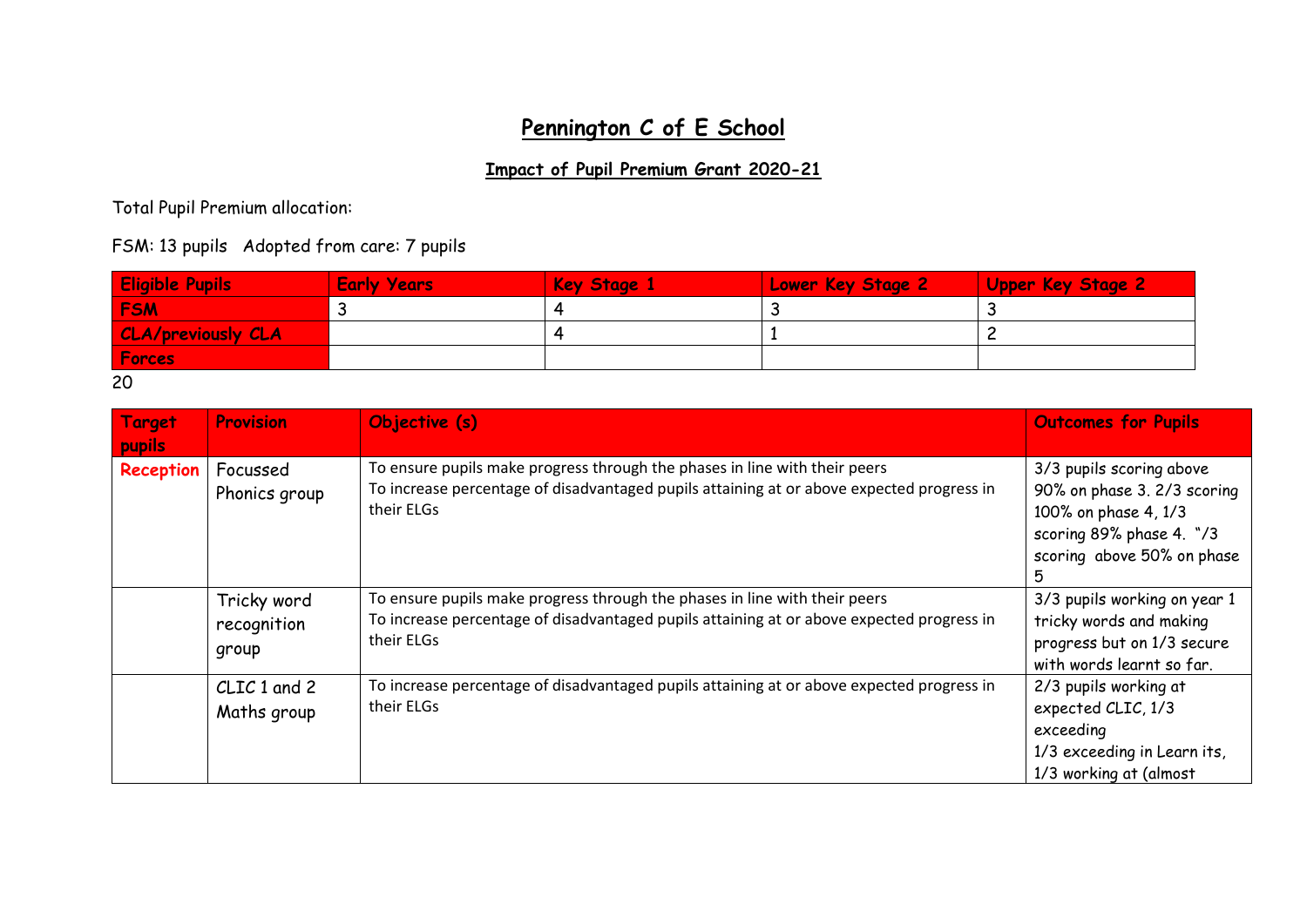# Pennington C of E School

## Impact of Pupil Premium Grant 2020-21

Total Pupil Premium allocation:

FSM: 13 pupils   Adopted from care: 7 pupils

| Eligible Pupils | Early Years | Key Stage 1 | Lower Key Stage 2 | Upper Key Stage 2 |
|---|---|---|---|---|
| FSM | 3 | 4 | 3 | 3 |
| CLA/previously CLA | | 4 | 1 | 2 |
| Forces | | | | |

20

| Target pupils | Provision | Objective (s) | Outcomes for Pupils |
|---|---|---|---|
| **Reception** | Focussed Phonics group | To ensure pupils make progress through the phases in line with their peers<br>To increase percentage of disadvantaged pupils attaining at or above expected progress in their ELGs | 3/3 pupils scoring above 90% on phase 3. 2/3 scoring 100% on phase 4, 1/3 scoring 89% phase 4. "/3 scoring above 50% on phase 5 |
| | Tricky word recognition group | To ensure pupils make progress through the phases in line with their peers<br>To increase percentage of disadvantaged pupils attaining at or above expected progress in their ELGs | 3/3 pupils working on year 1 tricky words and making progress but on 1/3 secure with words learnt so far. |
| | CLIC 1 and 2 Maths group | To increase percentage of disadvantaged pupils attaining at or above expected progress in their ELGs | 2/3 pupils working at expected CLIC, 1/3 exceeding<br>1/3 exceeding in Learn its, 1/3 working at (almost |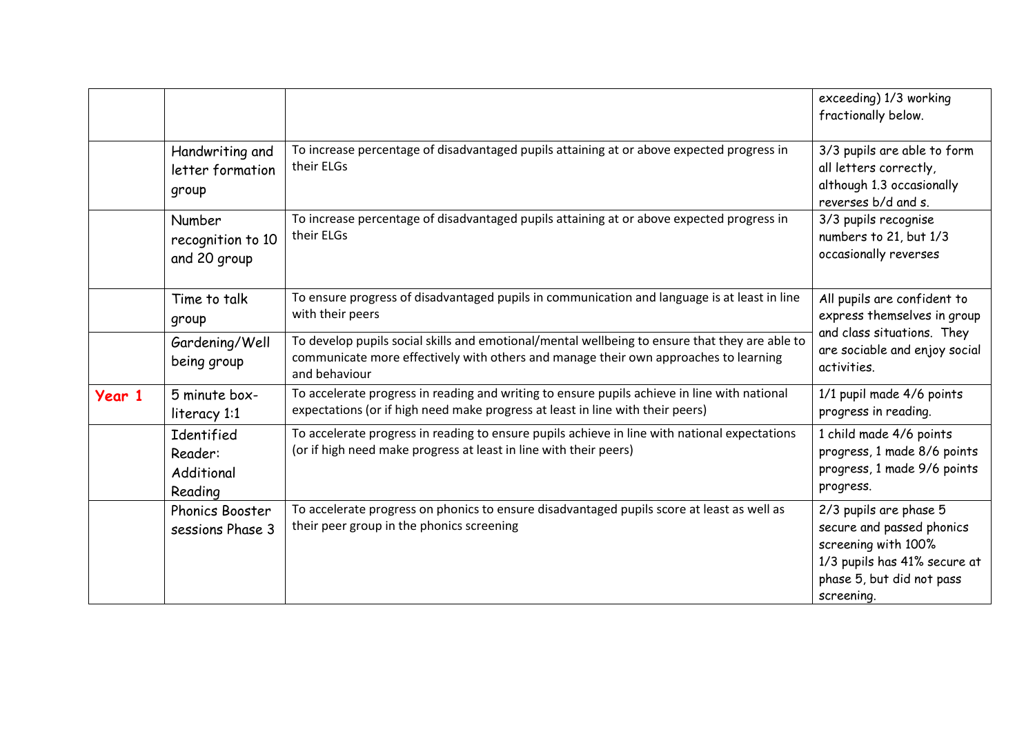| | | | |
|---|---|---|---|
| | | | exceeding) 1/3 working fractionally below. |
| | Handwriting and letter formation group | To increase percentage of disadvantaged pupils attaining at or above expected progress in their ELGs | 3/3 pupils are able to form all letters correctly, although 1.3 occasionally reverses b/d and s. |
| | Number recognition to 10 and 20 group | To increase percentage of disadvantaged pupils attaining at or above expected progress in their ELGs | 3/3 pupils recognise numbers to 21, but 1/3 occasionally reverses |
| | Time to talk group | To ensure progress of disadvantaged pupils in communication and language is at least in line with their peers | All pupils are confident to express themselves in group and class situations. They are sociable and enjoy social activities. |
| | Gardening/Well being group | To develop pupils social skills and emotional/mental wellbeing to ensure that they are able to communicate more effectively with others and manage their own approaches to learning and behaviour | |
| **Year 1** | 5 minute box-literacy 1:1 | To accelerate progress in reading and writing to ensure pupils achieve in line with national expectations (or if high need make progress at least in line with their peers) | 1/1 pupil made 4/6 points progress in reading. |
| | Identified Reader: Additional Reading | To accelerate progress in reading to ensure pupils achieve in line with national expectations (or if high need make progress at least in line with their peers) | 1 child made 4/6 points progress, 1 made 8/6 points progress, 1 made 9/6 points progress. |
| | Phonics Booster sessions Phase 3 | To accelerate progress on phonics to ensure disadvantaged pupils score at least as well as their peer group in the phonics screening | 2/3 pupils are phase 5 secure and passed phonics screening with 100% 1/3 pupils has 41% secure at phase 5, but did not pass screening. |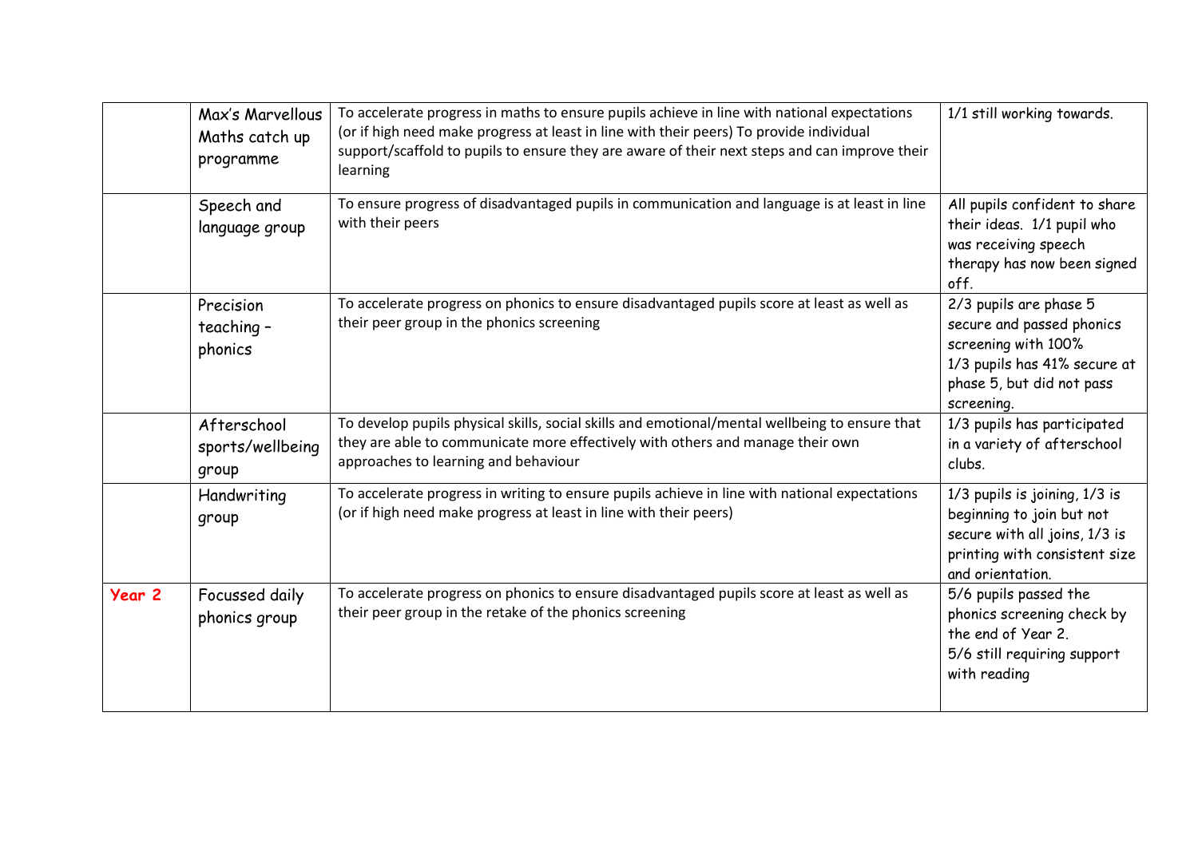|  |  |  |  |
|---|---|---|---|
|  | Max's Marvellous Maths catch up programme | To accelerate progress in maths to ensure pupils achieve in line with national expectations (or if high need make progress at least in line with their peers) To provide individual support/scaffold to pupils to ensure they are aware of their next steps and can improve their learning | 1/1 still working towards. |
|  | Speech and language group | To ensure progress of disadvantaged pupils in communication and language is at least in line with their peers | All pupils confident to share their ideas. 1/1 pupil who was receiving speech therapy has now been signed off. |
|  | Precision teaching – phonics | To accelerate progress on phonics to ensure disadvantaged pupils score at least as well as their peer group in the phonics screening | 2/3 pupils are phase 5 secure and passed phonics screening with 100%<br>1/3 pupils has 41% secure at phase 5, but did not pass screening. |
|  | Afterschool sports/wellbeing group | To develop pupils physical skills, social skills and emotional/mental wellbeing to ensure that they are able to communicate more effectively with others and manage their own approaches to learning and behaviour | 1/3 pupils has participated in a variety of afterschool clubs. |
|  | Handwriting group | To accelerate progress in writing to ensure pupils achieve in line with national expectations (or if high need make progress at least in line with their peers) | 1/3 pupils is joining, 1/3 is beginning to join but not secure with all joins, 1/3 is printing with consistent size and orientation. |
| **Year 2** | Focussed daily phonics group | To accelerate progress on phonics to ensure disadvantaged pupils score at least as well as their peer group in the retake of the phonics screening | 5/6 pupils passed the phonics screening check by the end of Year 2.<br>5/6 still requiring support with reading |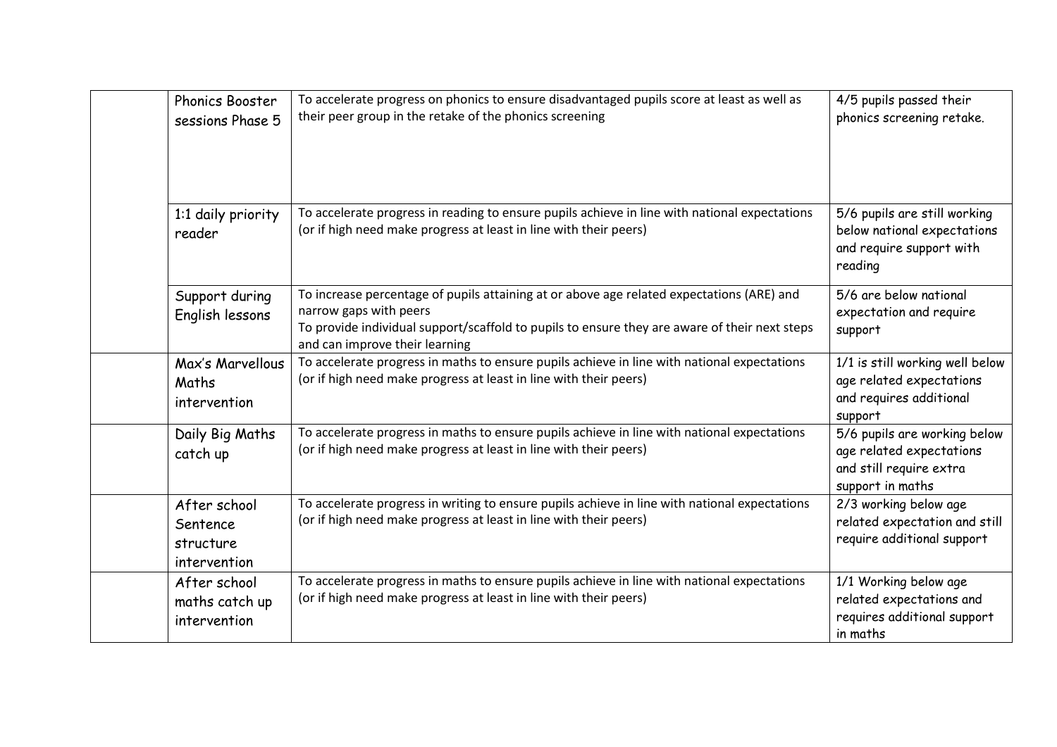| | | | |
|---|---|---|---|
| | Phonics Booster sessions Phase 5 | To accelerate progress on phonics to ensure disadvantaged pupils score at least as well as their peer group in the retake of the phonics screening | 4/5 pupils passed their phonics screening retake. |
| | 1:1 daily priority reader | To accelerate progress in reading to ensure pupils achieve in line with national expectations (or if high need make progress at least in line with their peers) | 5/6 pupils are still working below national expectations and require support with reading |
| | Support during English lessons | To increase percentage of pupils attaining at or above age related expectations (ARE) and narrow gaps with peers<br>To provide individual support/scaffold to pupils to ensure they are aware of their next steps and can improve their learning | 5/6 are below national expectation and require support |
| | Max's Marvellous Maths intervention | To accelerate progress in maths to ensure pupils achieve in line with national expectations (or if high need make progress at least in line with their peers) | 1/1 is still working well below age related expectations and requires additional support |
| | Daily Big Maths catch up | To accelerate progress in maths to ensure pupils achieve in line with national expectations (or if high need make progress at least in line with their peers) | 5/6 pupils are working below age related expectations and still require extra support in maths |
| | After school Sentence structure intervention | To accelerate progress in writing to ensure pupils achieve in line with national expectations (or if high need make progress at least in line with their peers) | 2/3 working below age related expectation and still require additional support |
| | After school maths catch up intervention | To accelerate progress in maths to ensure pupils achieve in line with national expectations (or if high need make progress at least in line with their peers) | 1/1 Working below age related expectations and requires additional support in maths |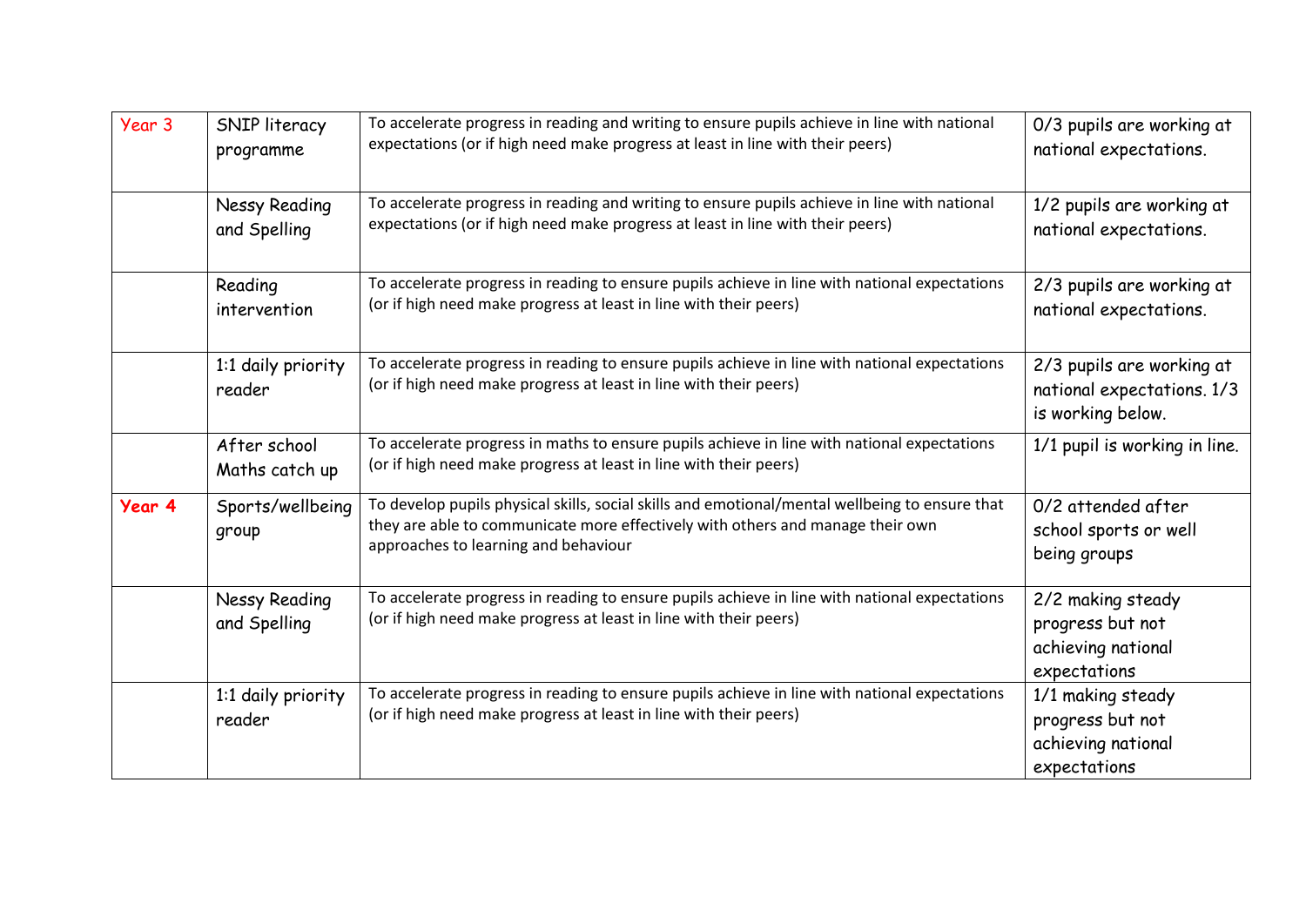| Year 3 | SNIP literacy programme | To accelerate progress in reading and writing to ensure pupils achieve in line with national expectations (or if high need make progress at least in line with their peers) | 0/3 pupils are working at national expectations. |
|---|---|---|---|
| | Nessy Reading and Spelling | To accelerate progress in reading and writing to ensure pupils achieve in line with national expectations (or if high need make progress at least in line with their peers) | 1/2 pupils are working at national expectations. |
| | Reading intervention | To accelerate progress in reading to ensure pupils achieve in line with national expectations (or if high need make progress at least in line with their peers) | 2/3 pupils are working at national expectations. |
| | 1:1 daily priority reader | To accelerate progress in reading to ensure pupils achieve in line with national expectations (or if high need make progress at least in line with their peers) | 2/3 pupils are working at national expectations. 1/3 is working below. |
| | After school Maths catch up | To accelerate progress in maths to ensure pupils achieve in line with national expectations (or if high need make progress at least in line with their peers) | 1/1 pupil is working in line. |
| **Year 4** | Sports/wellbeing group | To develop pupils physical skills, social skills and emotional/mental wellbeing to ensure that they are able to communicate more effectively with others and manage their own approaches to learning and behaviour | 0/2 attended after school sports or well being groups |
| | Nessy Reading and Spelling | To accelerate progress in reading to ensure pupils achieve in line with national expectations (or if high need make progress at least in line with their peers) | 2/2 making steady progress but not achieving national expectations |
| | 1:1 daily priority reader | To accelerate progress in reading to ensure pupils achieve in line with national expectations (or if high need make progress at least in line with their peers) | 1/1 making steady progress but not achieving national expectations |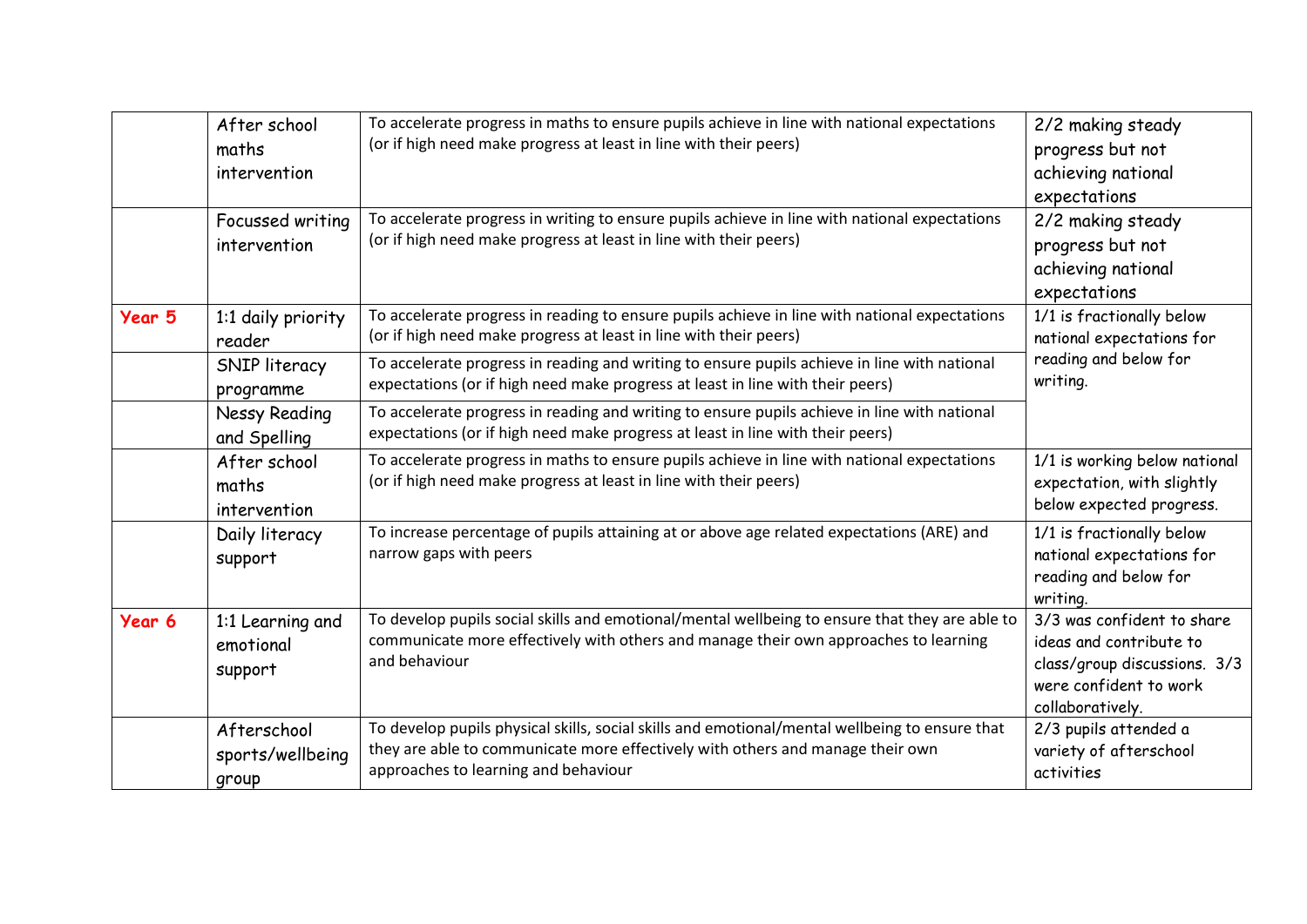| | | | |
|---|---|---|---|
| | After school maths intervention | To accelerate progress in maths to ensure pupils achieve in line with national expectations (or if high need make progress at least in line with their peers) | 2/2 making steady progress but not achieving national expectations |
| | Focussed writing intervention | To accelerate progress in writing to ensure pupils achieve in line with national expectations (or if high need make progress at least in line with their peers) | 2/2 making steady progress but not achieving national expectations |
| **Year 5** | 1:1 daily priority reader | To accelerate progress in reading to ensure pupils achieve in line with national expectations (or if high need make progress at least in line with their peers) | 1/1 is fractionally below national expectations for reading and below for writing. |
| | SNIP literacy programme | To accelerate progress in reading and writing to ensure pupils achieve in line with national expectations (or if high need make progress at least in line with their peers) | |
| | Nessy Reading and Spelling | To accelerate progress in reading and writing to ensure pupils achieve in line with national expectations (or if high need make progress at least in line with their peers) | |
| | After school maths intervention | To accelerate progress in maths to ensure pupils achieve in line with national expectations (or if high need make progress at least in line with their peers) | 1/1 is working below national expectation, with slightly below expected progress. |
| | Daily literacy support | To increase percentage of pupils attaining at or above age related expectations (ARE) and narrow gaps with peers | 1/1 is fractionally below national expectations for reading and below for writing. |
| **Year 6** | 1:1 Learning and emotional support | To develop pupils social skills and emotional/mental wellbeing to ensure that they are able to communicate more effectively with others and manage their own approaches to learning and behaviour | 3/3 was confident to share ideas and contribute to class/group discussions. 3/3 were confident to work collaboratively. |
| | Afterschool sports/wellbeing group | To develop pupils physical skills, social skills and emotional/mental wellbeing to ensure that they are able to communicate more effectively with others and manage their own approaches to learning and behaviour | 2/3 pupils attended a variety of afterschool activities |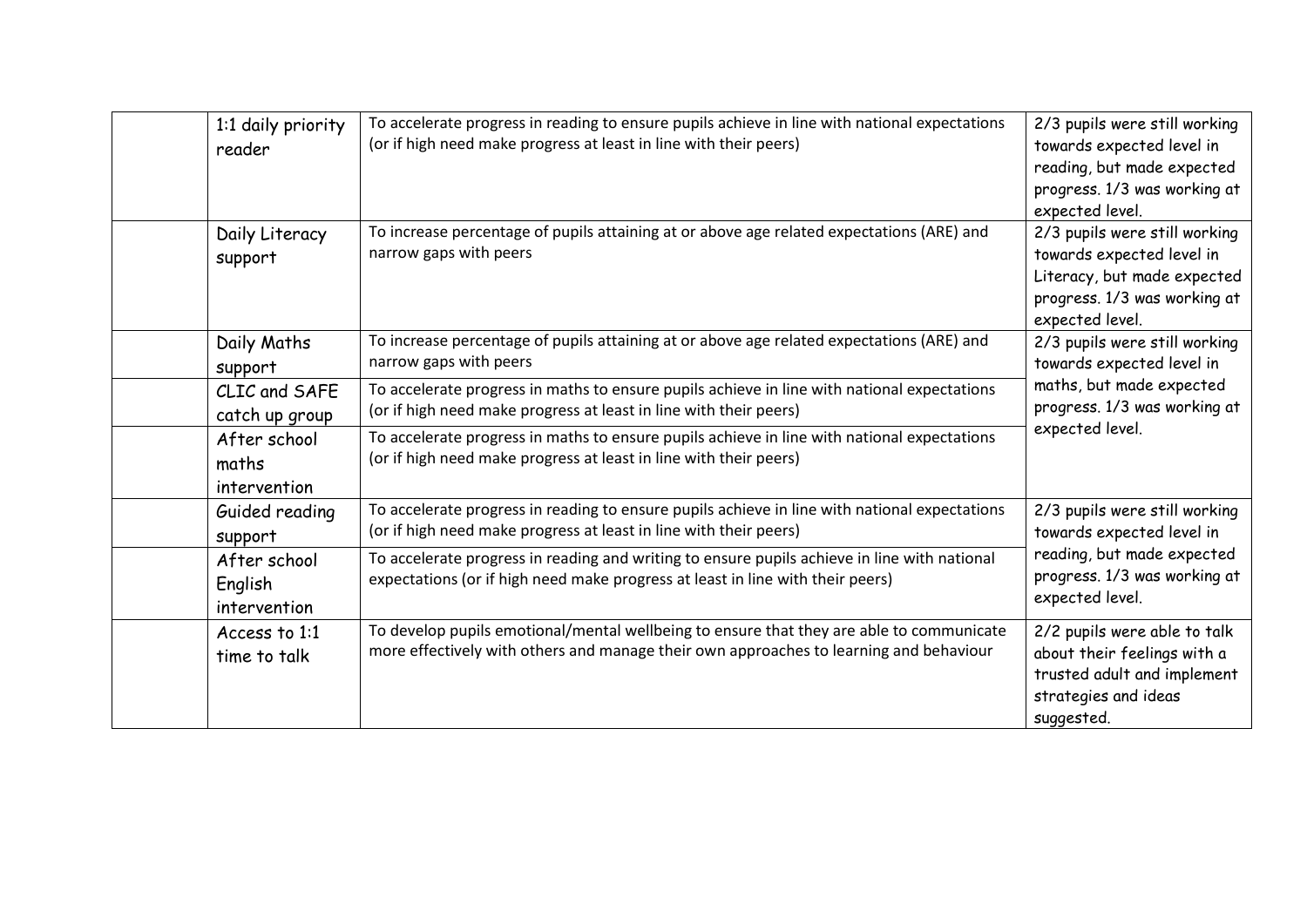| | | | |
|---|---|---|---|
| | 1:1 daily priority reader | To accelerate progress in reading to ensure pupils achieve in line with national expectations (or if high need make progress at least in line with their peers) | 2/3 pupils were still working towards expected level in reading, but made expected progress. 1/3 was working at expected level. |
| | Daily Literacy support | To increase percentage of pupils attaining at or above age related expectations (ARE) and narrow gaps with peers | 2/3 pupils were still working towards expected level in Literacy, but made expected progress. 1/3 was working at expected level. |
| | Daily Maths support | To increase percentage of pupils attaining at or above age related expectations (ARE) and narrow gaps with peers | 2/3 pupils were still working towards expected level in maths, but made expected progress. 1/3 was working at expected level. |
| | CLIC and SAFE catch up group | To accelerate progress in maths to ensure pupils achieve in line with national expectations (or if high need make progress at least in line with their peers) | |
| | After school maths intervention | To accelerate progress in maths to ensure pupils achieve in line with national expectations (or if high need make progress at least in line with their peers) | |
| | Guided reading support | To accelerate progress in reading to ensure pupils achieve in line with national expectations (or if high need make progress at least in line with their peers) | 2/3 pupils were still working towards expected level in reading, but made expected progress. 1/3 was working at expected level. |
| | After school English intervention | To accelerate progress in reading and writing to ensure pupils achieve in line with national expectations (or if high need make progress at least in line with their peers) | |
| | Access to 1:1 time to talk | To develop pupils emotional/mental wellbeing to ensure that they are able to communicate more effectively with others and manage their own approaches to learning and behaviour | 2/2 pupils were able to talk about their feelings with a trusted adult and implement strategies and ideas suggested. |